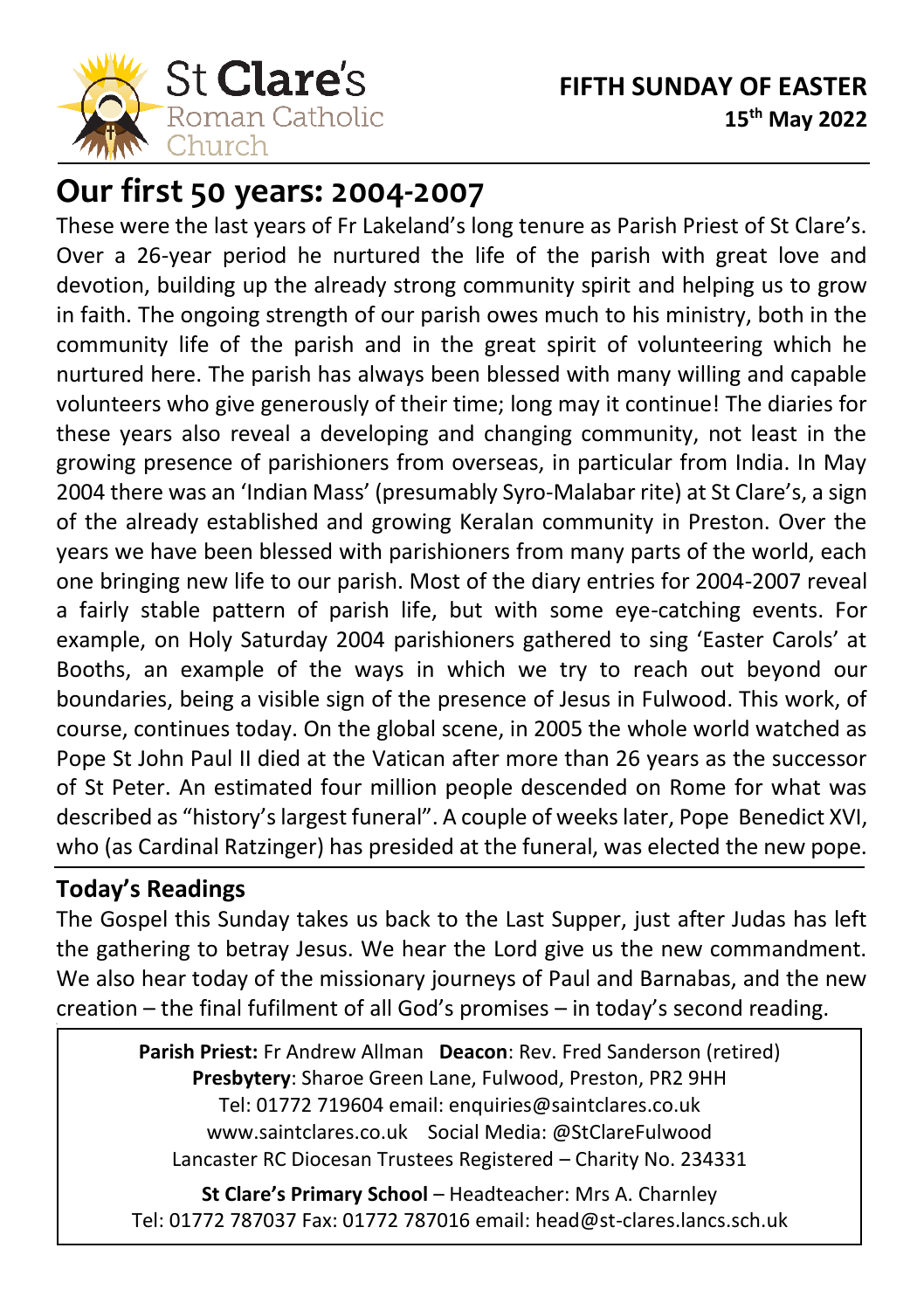St **Clare**'s
Roman Catholic
Church

**FIFTH SUNDAY OF EASTER**
**15th May 2022**

# Our first 50 years: 2004-2007

These were the last years of Fr Lakeland's long tenure as Parish Priest of St Clare's. Over a 26-year period he nurtured the life of the parish with great love and devotion, building up the already strong community spirit and helping us to grow in faith. The ongoing strength of our parish owes much to his ministry, both in the community life of the parish and in the great spirit of volunteering which he nurtured here. The parish has always been blessed with many willing and capable volunteers who give generously of their time; long may it continue! The diaries for these years also reveal a developing and changing community, not least in the growing presence of parishioners from overseas, in particular from India. In May 2004 there was an 'Indian Mass' (presumably Syro-Malabar rite) at St Clare's, a sign of the already established and growing Keralan community in Preston. Over the years we have been blessed with parishioners from many parts of the world, each one bringing new life to our parish. Most of the diary entries for 2004-2007 reveal a fairly stable pattern of parish life, but with some eye-catching events. For example, on Holy Saturday 2004 parishioners gathered to sing 'Easter Carols' at Booths, an example of the ways in which we try to reach out beyond our boundaries, being a visible sign of the presence of Jesus in Fulwood. This work, of course, continues today. On the global scene, in 2005 the whole world watched as Pope St John Paul II died at the Vatican after more than 26 years as the successor of St Peter. An estimated four million people descended on Rome for what was described as "history's largest funeral". A couple of weeks later, Pope Benedict XVI, who (as Cardinal Ratzinger) has presided at the funeral, was elected the new pope.

## Today's Readings

The Gospel this Sunday takes us back to the Last Supper, just after Judas has left the gathering to betray Jesus. We hear the Lord give us the new commandment. We also hear today of the missionary journeys of Paul and Barnabas, and the new creation – the final fufilment of all God's promises – in today's second reading.

**Parish Priest:** Fr Andrew Allman **Deacon**: Rev. Fred Sanderson (retired)
**Presbytery**: Sharoe Green Lane, Fulwood, Preston, PR2 9HH
Tel: 01772 719604 email: enquiries@saintclares.co.uk
www.saintclares.co.uk Social Media: @StClareFulwood
Lancaster RC Diocesan Trustees Registered – Charity No. 234331

**St Clare's Primary School** – Headteacher: Mrs A. Charnley
Tel: 01772 787037 Fax: 01772 787016 email: head@st-clares.lancs.sch.uk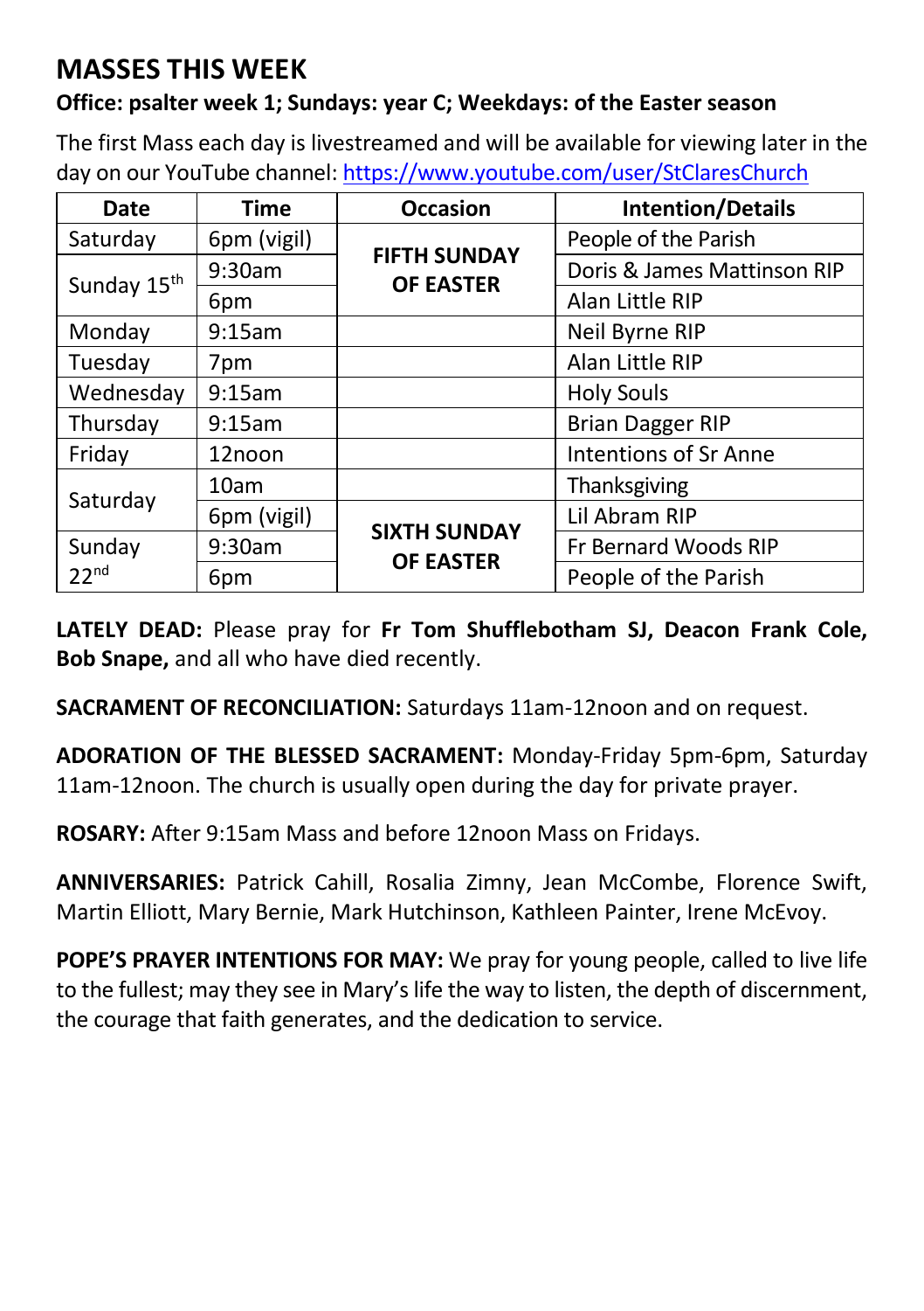## MASSES THIS WEEK

**Office: psalter week 1; Sundays: year C; Weekdays: of the Easter season**

The first Mass each day is livestreamed and will be available for viewing later in the day on our YouTube channel: https://www.youtube.com/user/StClaresChurch

| Date | Time | Occasion | Intention/Details |
|---|---|---|---|
| Saturday | 6pm (vigil) | **FIFTH SUNDAY OF EASTER** | People of the Parish |
| Sunday 15th | 9:30am | | Doris & James Mattinson RIP |
| | 6pm | | Alan Little RIP |
| Monday | 9:15am | | Neil Byrne RIP |
| Tuesday | 7pm | | Alan Little RIP |
| Wednesday | 9:15am | | Holy Souls |
| Thursday | 9:15am | | Brian Dagger RIP |
| Friday | 12noon | | Intentions of Sr Anne |
| Saturday | 10am | | Thanksgiving |
| | 6pm (vigil) | **SIXTH SUNDAY OF EASTER** | Lil Abram RIP |
| Sunday 22nd | 9:30am | | Fr Bernard Woods RIP |
| | 6pm | | People of the Parish |

**LATELY DEAD:** Please pray for **Fr Tom Shufflebotham SJ, Deacon Frank Cole, Bob Snape,** and all who have died recently.

**SACRAMENT OF RECONCILIATION:** Saturdays 11am-12noon and on request.

**ADORATION OF THE BLESSED SACRAMENT:** Monday-Friday 5pm-6pm, Saturday 11am-12noon. The church is usually open during the day for private prayer.

**ROSARY:** After 9:15am Mass and before 12noon Mass on Fridays.

**ANNIVERSARIES:** Patrick Cahill, Rosalia Zimny, Jean McCombe, Florence Swift, Martin Elliott, Mary Bernie, Mark Hutchinson, Kathleen Painter, Irene McEvoy.

**POPE'S PRAYER INTENTIONS FOR MAY:** We pray for young people, called to live life to the fullest; may they see in Mary's life the way to listen, the depth of discernment, the courage that faith generates, and the dedication to service.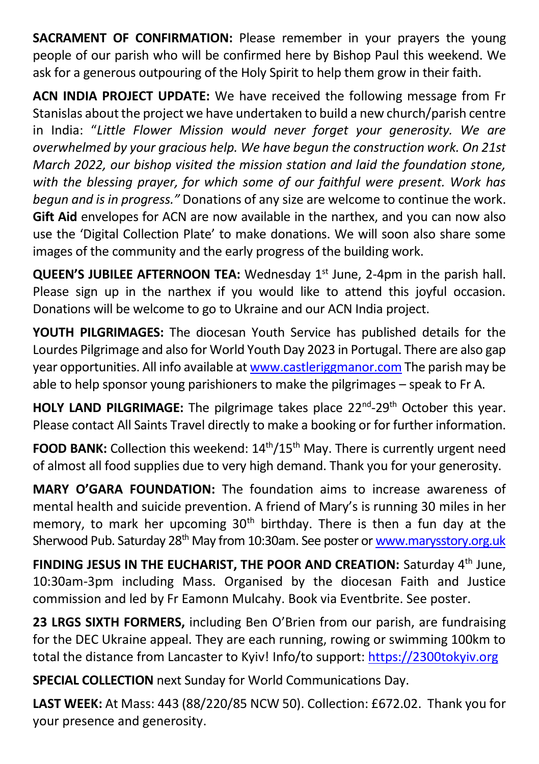**SACRAMENT OF CONFIRMATION:** Please remember in your prayers the young people of our parish who will be confirmed here by Bishop Paul this weekend. We ask for a generous outpouring of the Holy Spirit to help them grow in their faith.

**ACN INDIA PROJECT UPDATE:** We have received the following message from Fr Stanislas about the project we have undertaken to build a new church/parish centre in India: "*Little Flower Mission would never forget your generosity. We are overwhelmed by your gracious help. We have begun the construction work. On 21st March 2022, our bishop visited the mission station and laid the foundation stone, with the blessing prayer, for which some of our faithful were present. Work has begun and is in progress."* Donations of any size are welcome to continue the work. **Gift Aid** envelopes for ACN are now available in the narthex, and you can now also use the 'Digital Collection Plate' to make donations. We will soon also share some images of the community and the early progress of the building work.

**QUEEN'S JUBILEE AFTERNOON TEA:** Wednesday 1st June, 2-4pm in the parish hall. Please sign up in the narthex if you would like to attend this joyful occasion. Donations will be welcome to go to Ukraine and our ACN India project.

**YOUTH PILGRIMAGES:** The diocesan Youth Service has published details for the Lourdes Pilgrimage and also for World Youth Day 2023 in Portugal. There are also gap year opportunities. All info available at www.castleriggmanor.com The parish may be able to help sponsor young parishioners to make the pilgrimages – speak to Fr A.

**HOLY LAND PILGRIMAGE:** The pilgrimage takes place 22nd-29th October this year. Please contact All Saints Travel directly to make a booking or for further information.

**FOOD BANK:** Collection this weekend: 14th/15th May. There is currently urgent need of almost all food supplies due to very high demand. Thank you for your generosity.

**MARY O'GARA FOUNDATION:** The foundation aims to increase awareness of mental health and suicide prevention. A friend of Mary's is running 30 miles in her memory, to mark her upcoming 30th birthday. There is then a fun day at the Sherwood Pub. Saturday 28th May from 10:30am. See poster or www.marysstory.org.uk

**FINDING JESUS IN THE EUCHARIST, THE POOR AND CREATION:** Saturday 4th June, 10:30am-3pm including Mass. Organised by the diocesan Faith and Justice commission and led by Fr Eamonn Mulcahy. Book via Eventbrite. See poster.

**23 LRGS SIXTH FORMERS,** including Ben O'Brien from our parish, are fundraising for the DEC Ukraine appeal. They are each running, rowing or swimming 100km to total the distance from Lancaster to Kyiv! Info/to support: https://2300tokyiv.org

**SPECIAL COLLECTION** next Sunday for World Communications Day.

**LAST WEEK:** At Mass: 443 (88/220/85 NCW 50). Collection: £672.02. Thank you for your presence and generosity.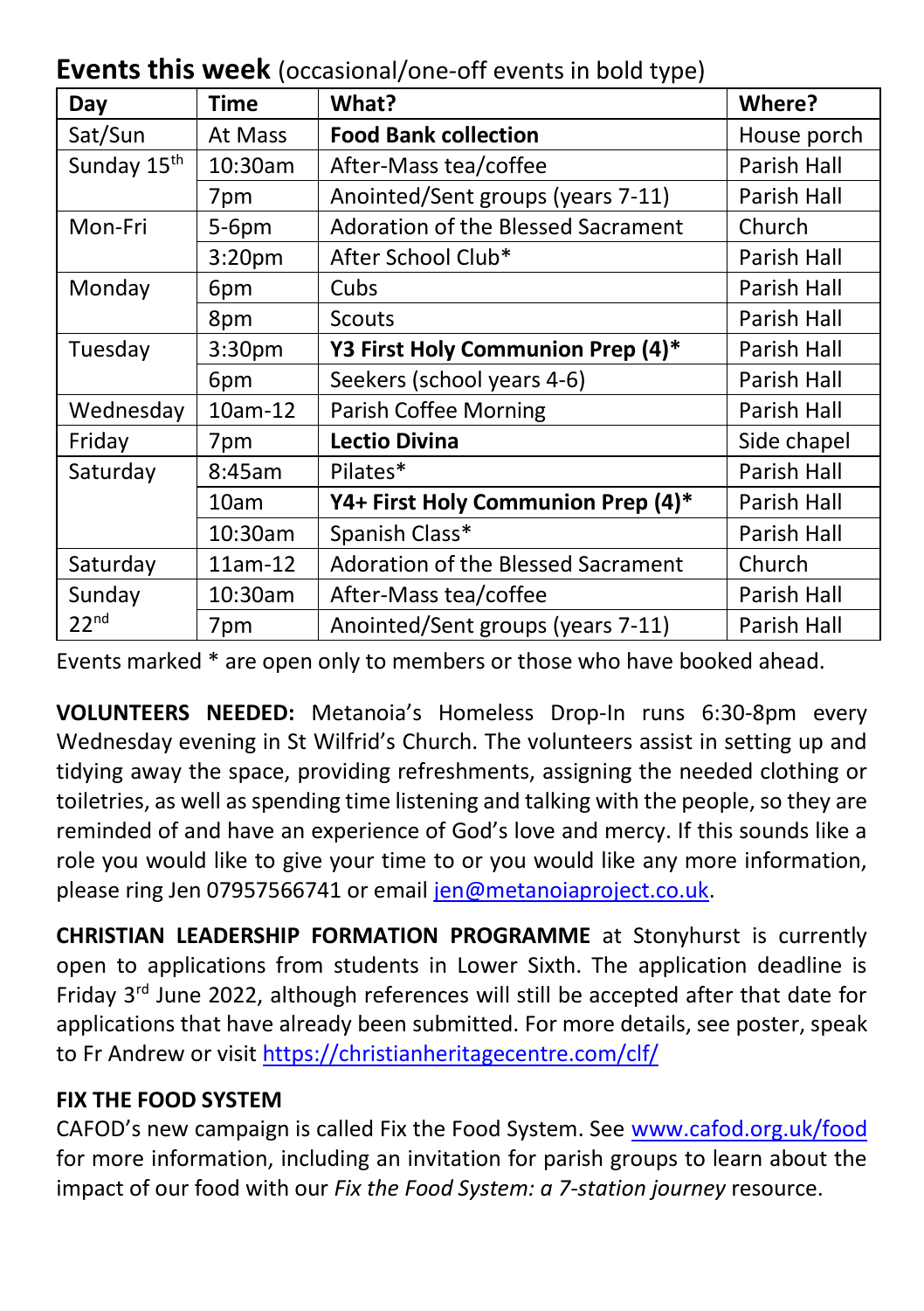## **Events this week** (occasional/one-off events in bold type)

| Day | Time | What? | Where? |
|---|---|---|---|
| Sat/Sun | At Mass | **Food Bank collection** | House porch |
| Sunday 15th | 10:30am | After-Mass tea/coffee | Parish Hall |
| | 7pm | Anointed/Sent groups (years 7-11) | Parish Hall |
| Mon-Fri | 5-6pm | Adoration of the Blessed Sacrament | Church |
| | 3:20pm | After School Club* | Parish Hall |
| Monday | 6pm | Cubs | Parish Hall |
| | 8pm | Scouts | Parish Hall |
| Tuesday | 3:30pm | **Y3 First Holy Communion Prep (4)*** | Parish Hall |
| | 6pm | Seekers (school years 4-6) | Parish Hall |
| Wednesday | 10am-12 | Parish Coffee Morning | Parish Hall |
| Friday | 7pm | **Lectio Divina** | Side chapel |
| Saturday | 8:45am | Pilates* | Parish Hall |
| | 10am | **Y4+ First Holy Communion Prep (4)*** | Parish Hall |
| | 10:30am | Spanish Class* | Parish Hall |
| Saturday | 11am-12 | Adoration of the Blessed Sacrament | Church |
| Sunday 22nd | 10:30am | After-Mass tea/coffee | Parish Hall |
| | 7pm | Anointed/Sent groups (years 7-11) | Parish Hall |

Events marked * are open only to members or those who have booked ahead.

**VOLUNTEERS NEEDED:** Metanoia's Homeless Drop-In runs 6:30-8pm every Wednesday evening in St Wilfrid's Church. The volunteers assist in setting up and tidying away the space, providing refreshments, assigning the needed clothing or toiletries, as well as spending time listening and talking with the people, so they are reminded of and have an experience of God's love and mercy. If this sounds like a role you would like to give your time to or you would like any more information, please ring Jen 07957566741 or email jen@metanoiaproject.co.uk.

**CHRISTIAN LEADERSHIP FORMATION PROGRAMME** at Stonyhurst is currently open to applications from students in Lower Sixth. The application deadline is Friday 3rd June 2022, although references will still be accepted after that date for applications that have already been submitted. For more details, see poster, speak to Fr Andrew or visit https://christianheritagecentre.com/clf/

**FIX THE FOOD SYSTEM**

CAFOD's new campaign is called Fix the Food System. See www.cafod.org.uk/food for more information, including an invitation for parish groups to learn about the impact of our food with our *Fix the Food System: a 7-station journey* resource.